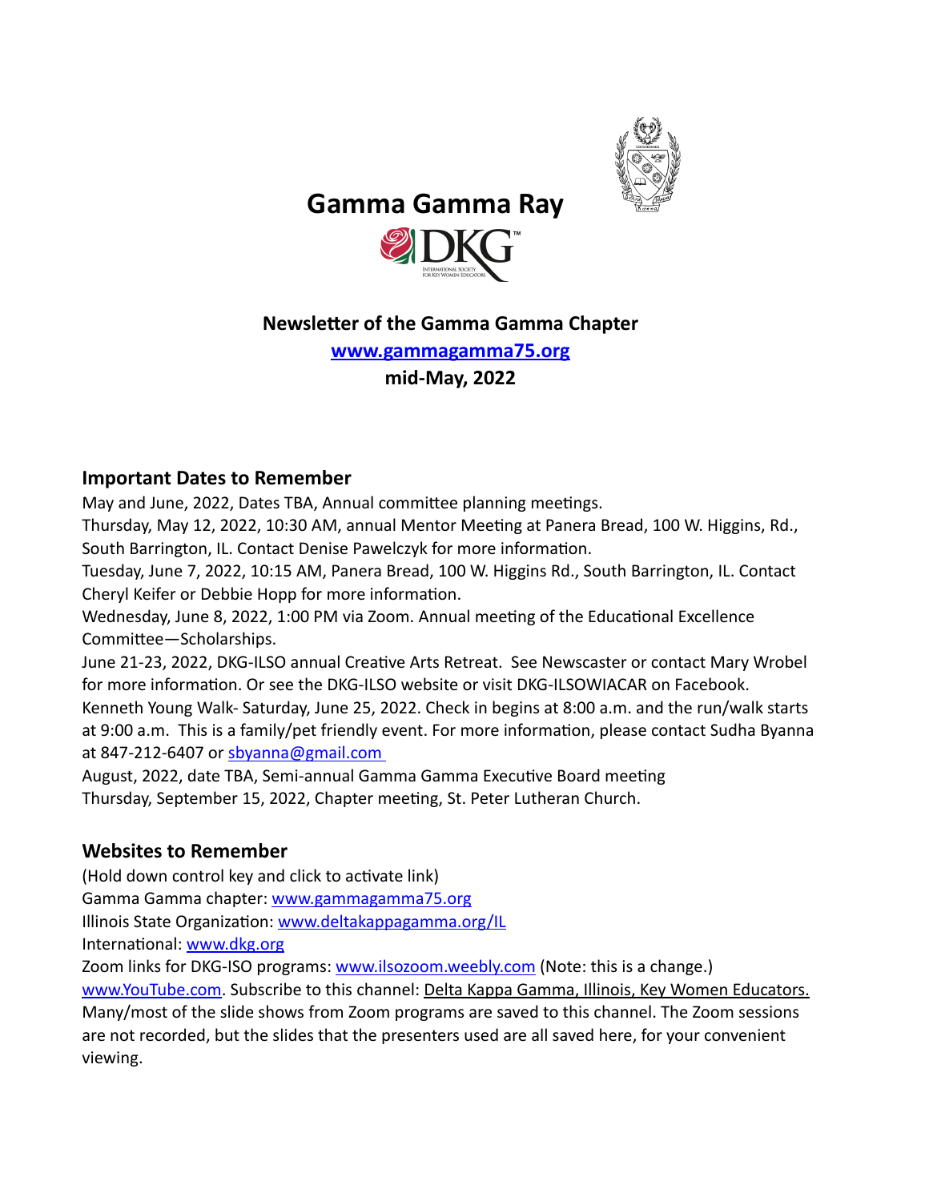# Gamma Gamma Ray

**Newsletter of the Gamma Gamma Chapter**

**[www.gammagamma75.org](http://www.gammagamma75.org)**

**mid-May, 2022**

## Important Dates to Remember

May and June, 2022, Dates TBA, Annual committee planning meetings.

Thursday, May 12, 2022, 10:30 AM, annual Mentor Meeting at Panera Bread, 100 W. Higgins, Rd., South Barrington, IL. Contact Denise Pawelczyk for more information.

Tuesday, June 7, 2022, 10:15 AM, Panera Bread, 100 W. Higgins Rd., South Barrington, IL. Contact Cheryl Keifer or Debbie Hopp for more information.

Wednesday, June 8, 2022, 1:00 PM via Zoom. Annual meeting of the Educational Excellence Committee—Scholarships.

June 21-23, 2022, DKG-ILSO annual Creative Arts Retreat. See Newscaster or contact Mary Wrobel for more information. Or see the DKG-ILSO website or visit DKG-ILSOWIACAR on Facebook.

Kenneth Young Walk- Saturday, June 25, 2022. Check in begins at 8:00 a.m. and the run/walk starts at 9:00 a.m. This is a family/pet friendly event. For more information, please contact Sudha Byanna at 847-212-6407 or sbyanna@gmail.com

August, 2022, date TBA, Semi-annual Gamma Gamma Executive Board meeting

Thursday, September 15, 2022, Chapter meeting, St. Peter Lutheran Church.

## Websites to Remember

(Hold down control key and click to activate link)

Gamma Gamma chapter: [www.gammagamma75.org](http://www.gammagamma75.org)

Illinois State Organization: [www.deltakappagamma.org/IL](http://www.deltakappagamma.org/IL)

International: [www.dkg.org](http://www.dkg.org)

Zoom links for DKG-ISO programs: [www.ilsozoom.weebly.com](http://www.ilsozoom.weebly.com) (Note: this is a change.)

[www.YouTube.com](http://www.YouTube.com). Subscribe to this channel: Delta Kappa Gamma, Illinois, Key Women Educators. Many/most of the slide shows from Zoom programs are saved to this channel. The Zoom sessions are not recorded, but the slides that the presenters used are all saved here, for your convenient viewing.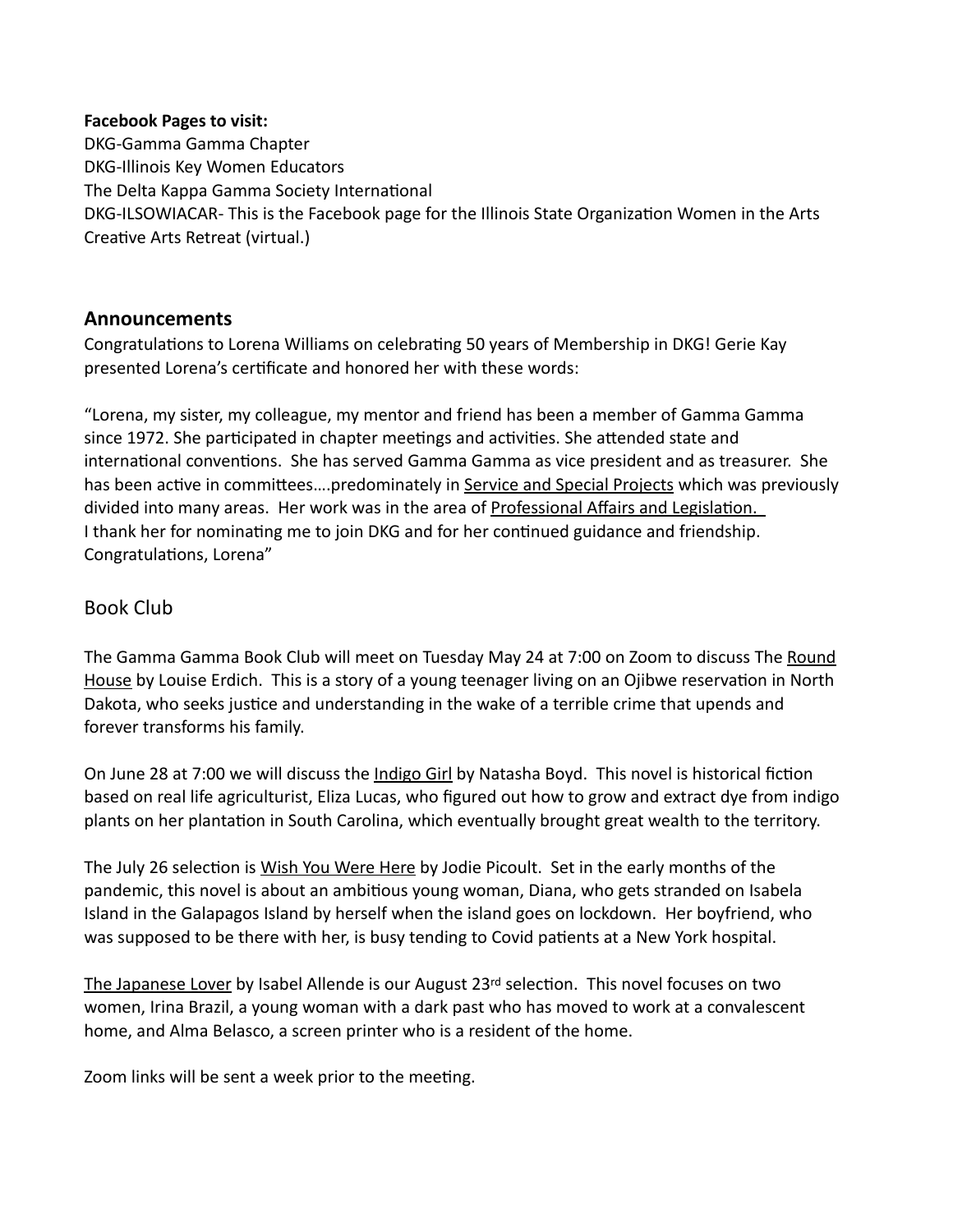**Facebook Pages to visit:**
DKG-Gamma Gamma Chapter
DKG-Illinois Key Women Educators
The Delta Kappa Gamma Society International
DKG-ILSOWIACAR- This is the Facebook page for the Illinois State Organization Women in the Arts Creative Arts Retreat (virtual.)

## Announcements

Congratulations to Lorena Williams on celebrating 50 years of Membership in DKG! Gerie Kay presented Lorena's certificate and honored her with these words:

"Lorena, my sister, my colleague, my mentor and friend has been a member of Gamma Gamma since 1972. She participated in chapter meetings and activities. She attended state and international conventions. She has served Gamma Gamma as vice president and as treasurer. She has been active in committees….predominately in <u>Service and Special Projects</u> which was previously divided into many areas. Her work was in the area of <u>Professional Affairs and Legislation.</u>
I thank her for nominating me to join DKG and for her continued guidance and friendship. Congratulations, Lorena"

## Book Club

The Gamma Gamma Book Club will meet on Tuesday May 24 at 7:00 on Zoom to discuss The <u>Round House</u> by Louise Erdich. This is a story of a young teenager living on an Ojibwe reservation in North Dakota, who seeks justice and understanding in the wake of a terrible crime that upends and forever transforms his family.

On June 28 at 7:00 we will discuss the <u>Indigo Girl</u> by Natasha Boyd. This novel is historical fiction based on real life agriculturist, Eliza Lucas, who figured out how to grow and extract dye from indigo plants on her plantation in South Carolina, which eventually brought great wealth to the territory.

The July 26 selection is <u>Wish You Were Here</u> by Jodie Picoult. Set in the early months of the pandemic, this novel is about an ambitious young woman, Diana, who gets stranded on Isabela Island in the Galapagos Island by herself when the island goes on lockdown. Her boyfriend, who was supposed to be there with her, is busy tending to Covid patients at a New York hospital.

<u>The Japanese Lover</u> by Isabel Allende is our August 23rd selection. This novel focuses on two women, Irina Brazil, a young woman with a dark past who has moved to work at a convalescent home, and Alma Belasco, a screen printer who is a resident of the home.

Zoom links will be sent a week prior to the meeting.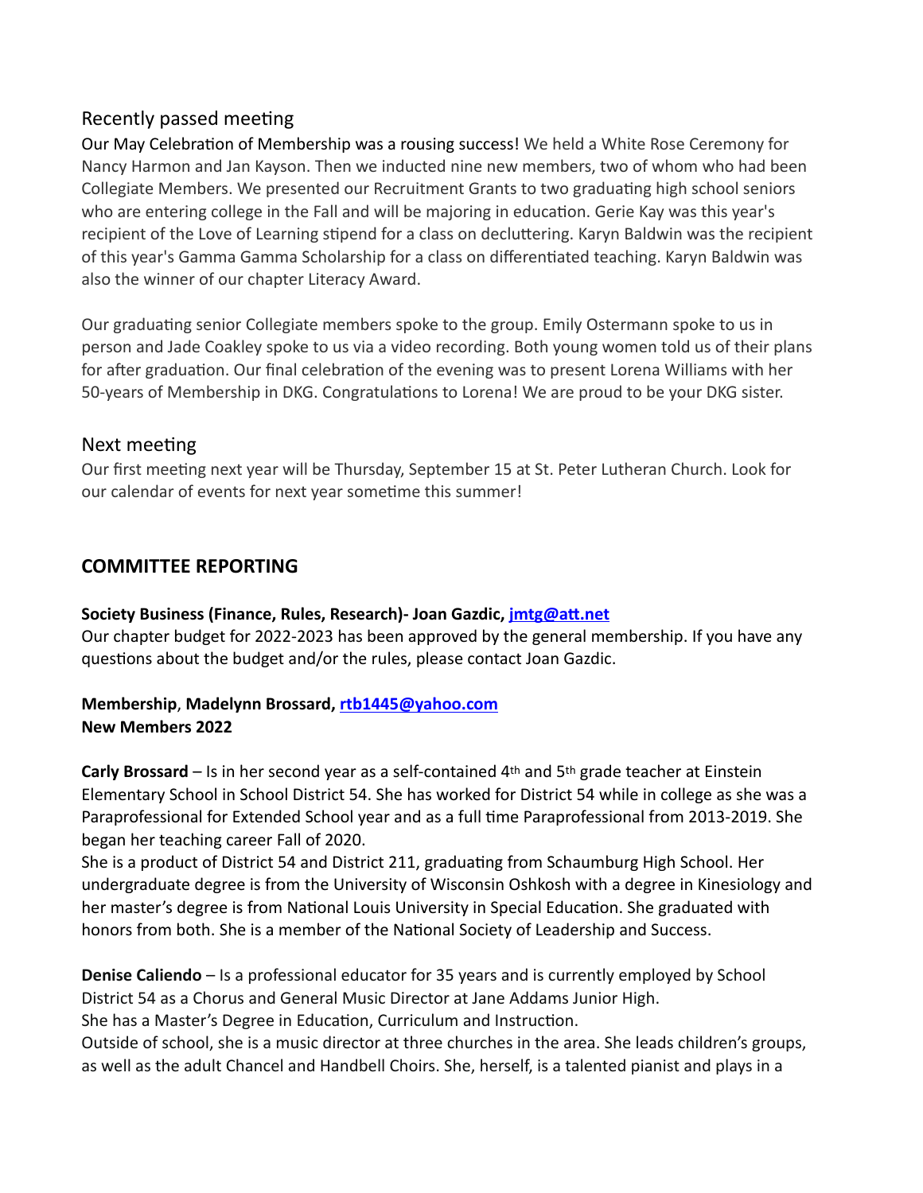## Recently passed meeting

Our May Celebration of Membership was a rousing success! We held a White Rose Ceremony for Nancy Harmon and Jan Kayson. Then we inducted nine new members, two of whom who had been Collegiate Members. We presented our Recruitment Grants to two graduating high school seniors who are entering college in the Fall and will be majoring in education. Gerie Kay was this year's recipient of the Love of Learning stipend for a class on decluttering. Karyn Baldwin was the recipient of this year's Gamma Gamma Scholarship for a class on differentiated teaching. Karyn Baldwin was also the winner of our chapter Literacy Award.

Our graduating senior Collegiate members spoke to the group. Emily Ostermann spoke to us in person and Jade Coakley spoke to us via a video recording. Both young women told us of their plans for after graduation. Our final celebration of the evening was to present Lorena Williams with her 50-years of Membership in DKG. Congratulations to Lorena! We are proud to be your DKG sister.

## Next meeting

Our first meeting next year will be Thursday, September 15 at St. Peter Lutheran Church. Look for our calendar of events for next year sometime this summer!

## COMMITTEE REPORTING

**Society Business (Finance, Rules, Research)- Joan Gazdic, jmtg@att.net**
Our chapter budget for 2022-2023 has been approved by the general membership. If you have any questions about the budget and/or the rules, please contact Joan Gazdic.

**Membership, Madelynn Brossard, rtb1445@yahoo.com**
**New Members 2022**

**Carly Brossard** – Is in her second year as a self-contained 4th and 5th grade teacher at Einstein Elementary School in School District 54. She has worked for District 54 while in college as she was a Paraprofessional for Extended School year and as a full time Paraprofessional from 2013-2019. She began her teaching career Fall of 2020.
She is a product of District 54 and District 211, graduating from Schaumburg High School. Her undergraduate degree is from the University of Wisconsin Oshkosh with a degree in Kinesiology and her master's degree is from National Louis University in Special Education. She graduated with honors from both. She is a member of the National Society of Leadership and Success.

**Denise Caliendo** – Is a professional educator for 35 years and is currently employed by School District 54 as a Chorus and General Music Director at Jane Addams Junior High.
She has a Master's Degree in Education, Curriculum and Instruction.
Outside of school, she is a music director at three churches in the area. She leads children's groups, as well as the adult Chancel and Handbell Choirs. She, herself, is a talented pianist and plays in a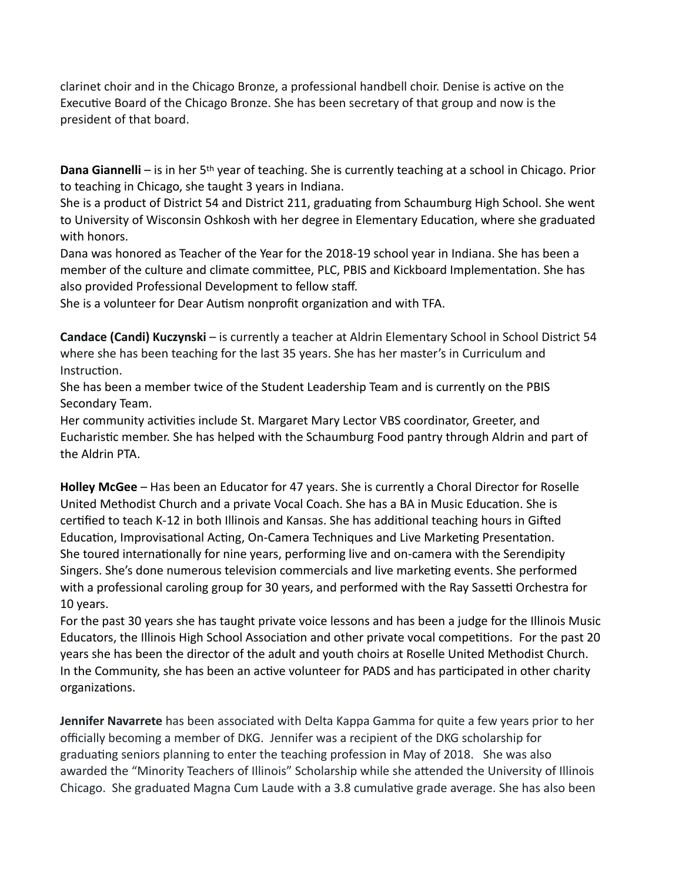clarinet choir and in the Chicago Bronze, a professional handbell choir. Denise is active on the Executive Board of the Chicago Bronze. She has been secretary of that group and now is the president of that board.

**Dana Giannelli** – is in her 5th year of teaching. She is currently teaching at a school in Chicago. Prior to teaching in Chicago, she taught 3 years in Indiana.
She is a product of District 54 and District 211, graduating from Schaumburg High School. She went to University of Wisconsin Oshkosh with her degree in Elementary Education, where she graduated with honors.
Dana was honored as Teacher of the Year for the 2018-19 school year in Indiana. She has been a member of the culture and climate committee, PLC, PBIS and Kickboard Implementation. She has also provided Professional Development to fellow staff.
She is a volunteer for Dear Autism nonprofit organization and with TFA.

**Candace (Candi) Kuczynski** – is currently a teacher at Aldrin Elementary School in School District 54 where she has been teaching for the last 35 years. She has her master's in Curriculum and Instruction.
She has been a member twice of the Student Leadership Team and is currently on the PBIS Secondary Team.
Her community activities include St. Margaret Mary Lector VBS coordinator, Greeter, and Eucharistic member. She has helped with the Schaumburg Food pantry through Aldrin and part of the Aldrin PTA.

**Holley McGee** – Has been an Educator for 47 years. She is currently a Choral Director for Roselle United Methodist Church and a private Vocal Coach. She has a BA in Music Education. She is certified to teach K-12 in both Illinois and Kansas. She has additional teaching hours in Gifted Education, Improvisational Acting, On-Camera Techniques and Live Marketing Presentation.
She toured internationally for nine years, performing live and on-camera with the Serendipity Singers. She's done numerous television commercials and live marketing events. She performed with a professional caroling group for 30 years, and performed with the Ray Sassetti Orchestra for 10 years.
For the past 30 years she has taught private voice lessons and has been a judge for the Illinois Music Educators, the Illinois High School Association and other private vocal competitions. For the past 20 years she has been the director of the adult and youth choirs at Roselle United Methodist Church.
In the Community, she has been an active volunteer for PADS and has participated in other charity organizations.

**Jennifer Navarrete** has been associated with Delta Kappa Gamma for quite a few years prior to her officially becoming a member of DKG. Jennifer was a recipient of the DKG scholarship for graduating seniors planning to enter the teaching profession in May of 2018. She was also awarded the "Minority Teachers of Illinois" Scholarship while she attended the University of Illinois Chicago. She graduated Magna Cum Laude with a 3.8 cumulative grade average. She has also been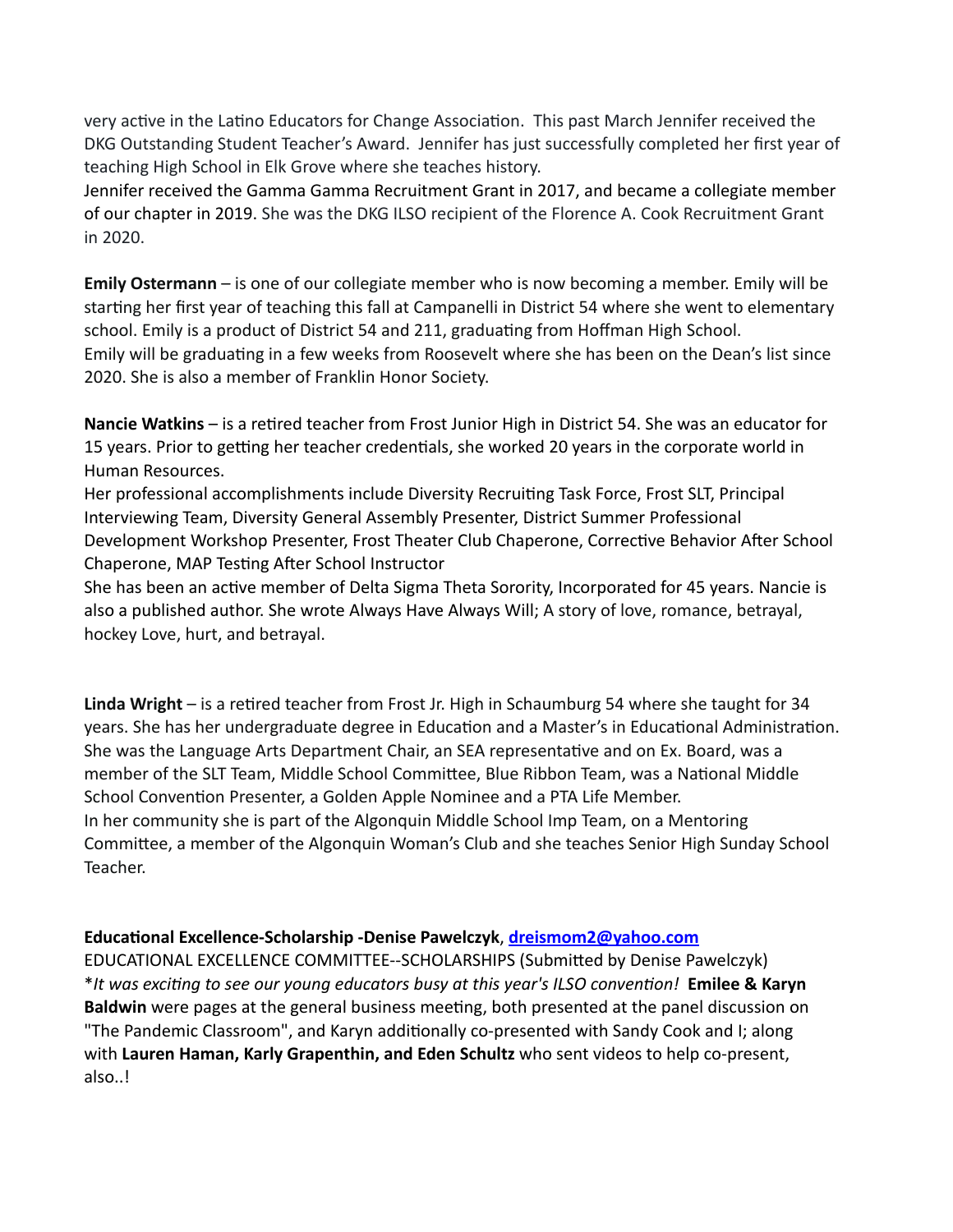very active in the Latino Educators for Change Association. This past March Jennifer received the DKG Outstanding Student Teacher's Award. Jennifer has just successfully completed her first year of teaching High School in Elk Grove where she teaches history.
Jennifer received the Gamma Gamma Recruitment Grant in 2017, and became a collegiate member of our chapter in 2019. She was the DKG ILSO recipient of the Florence A. Cook Recruitment Grant in 2020.

**Emily Ostermann** – is one of our collegiate member who is now becoming a member. Emily will be starting her first year of teaching this fall at Campanelli in District 54 where she went to elementary school. Emily is a product of District 54 and 211, graduating from Hoffman High School.
Emily will be graduating in a few weeks from Roosevelt where she has been on the Dean's list since 2020. She is also a member of Franklin Honor Society.

**Nancie Watkins** – is a retired teacher from Frost Junior High in District 54. She was an educator for 15 years. Prior to getting her teacher credentials, she worked 20 years in the corporate world in Human Resources.
Her professional accomplishments include Diversity Recruiting Task Force, Frost SLT, Principal Interviewing Team, Diversity General Assembly Presenter, District Summer Professional Development Workshop Presenter, Frost Theater Club Chaperone, Corrective Behavior After School Chaperone, MAP Testing After School Instructor
She has been an active member of Delta Sigma Theta Sorority, Incorporated for 45 years. Nancie is also a published author. She wrote Always Have Always Will; A story of love, romance, betrayal, hockey Love, hurt, and betrayal.

**Linda Wright** – is a retired teacher from Frost Jr. High in Schaumburg 54 where she taught for 34 years. She has her undergraduate degree in Education and a Master's in Educational Administration. She was the Language Arts Department Chair, an SEA representative and on Ex. Board, was a member of the SLT Team, Middle School Committee, Blue Ribbon Team, was a National Middle School Convention Presenter, a Golden Apple Nominee and a PTA Life Member.
In her community she is part of the Algonquin Middle School Imp Team, on a Mentoring Committee, a member of the Algonquin Woman's Club and she teaches Senior High Sunday School Teacher.

**Educational Excellence-Scholarship -Denise Pawelczyk**, [dreismom2@yahoo.com](mailto:dreismom2@yahoo.com)
EDUCATIONAL EXCELLENCE COMMITTEE--SCHOLARSHIPS (Submitted by Denise Pawelczyk)
*\*It was exciting to see our young educators busy at this year's ILSO convention!* **Emilee & Karyn Baldwin** were pages at the general business meeting, both presented at the panel discussion on "The Pandemic Classroom", and Karyn additionally co-presented with Sandy Cook and I; along with **Lauren Haman, Karly Grapenthin, and Eden Schultz** who sent videos to help co-present, also..!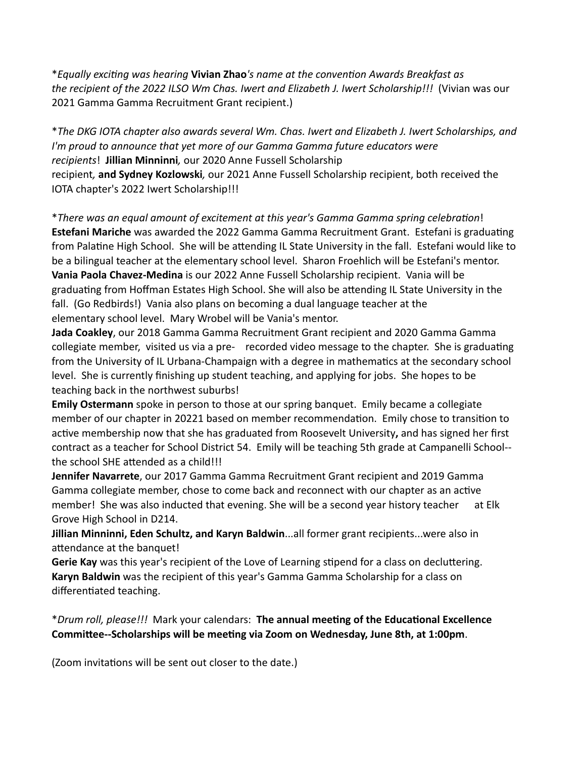**Equally exciting was hearing* **Vivian Zhao***'s name at the convention Awards Breakfast as the recipient of the 2022 ILSO Wm Chas. Iwert and Elizabeth J. Iwert Scholarship!!!* (Vivian was our 2021 Gamma Gamma Recruitment Grant recipient.)

**The DKG IOTA chapter also awards several Wm. Chas. Iwert and Elizabeth J. Iwert Scholarships, and I'm proud to announce that yet more of our Gamma Gamma future educators were recipients*! **Jillian Minninni***,* our 2020 Anne Fussell Scholarship recipient*,* **and Sydney Kozlowski***,* our 2021 Anne Fussell Scholarship recipient, both received the IOTA chapter's 2022 Iwert Scholarship!!!

**There was an equal amount of excitement at this year's Gamma Gamma spring celebration*!

**Estefani Mariche** was awarded the 2022 Gamma Gamma Recruitment Grant. Estefani is graduating from Palatine High School. She will be attending IL State University in the fall. Estefani would like to be a bilingual teacher at the elementary school level. Sharon Froehlich will be Estefani's mentor.

**Vania Paola Chavez-Medina** is our 2022 Anne Fussell Scholarship recipient. Vania will be graduating from Hoffman Estates High School. She will also be attending IL State University in the fall. (Go Redbirds!) Vania also plans on becoming a dual language teacher at the elementary school level. Mary Wrobel will be Vania's mentor.

**Jada Coakley**, our 2018 Gamma Gamma Recruitment Grant recipient and 2020 Gamma Gamma collegiate member, visited us via a pre- recorded video message to the chapter. She is graduating from the University of IL Urbana-Champaign with a degree in mathematics at the secondary school level. She is currently finishing up student teaching, and applying for jobs. She hopes to be teaching back in the northwest suburbs!

**Emily Ostermann** spoke in person to those at our spring banquet. Emily became a collegiate member of our chapter in 20221 based on member recommendation. Emily chose to transition to active membership now that she has graduated from Roosevelt University**,** and has signed her first contract as a teacher for School District 54. Emily will be teaching 5th grade at Campanelli School--the school SHE attended as a child!!!

**Jennifer Navarrete**, our 2017 Gamma Gamma Recruitment Grant recipient and 2019 Gamma Gamma collegiate member, chose to come back and reconnect with our chapter as an active member! She was also inducted that evening. She will be a second year history teacher at Elk Grove High School in D214.

**Jillian Minninni, Eden Schultz, and Karyn Baldwin**...all former grant recipients...were also in attendance at the banquet!

**Gerie Kay** was this year's recipient of the Love of Learning stipend for a class on decluttering.

**Karyn Baldwin** was the recipient of this year's Gamma Gamma Scholarship for a class on differentiated teaching.

**Drum roll, please!!!* Mark your calendars: **The annual meeting of the Educational Excellence Committee--Scholarships will be meeting via Zoom on Wednesday, June 8th, at 1:00pm**.

(Zoom invitations will be sent out closer to the date.)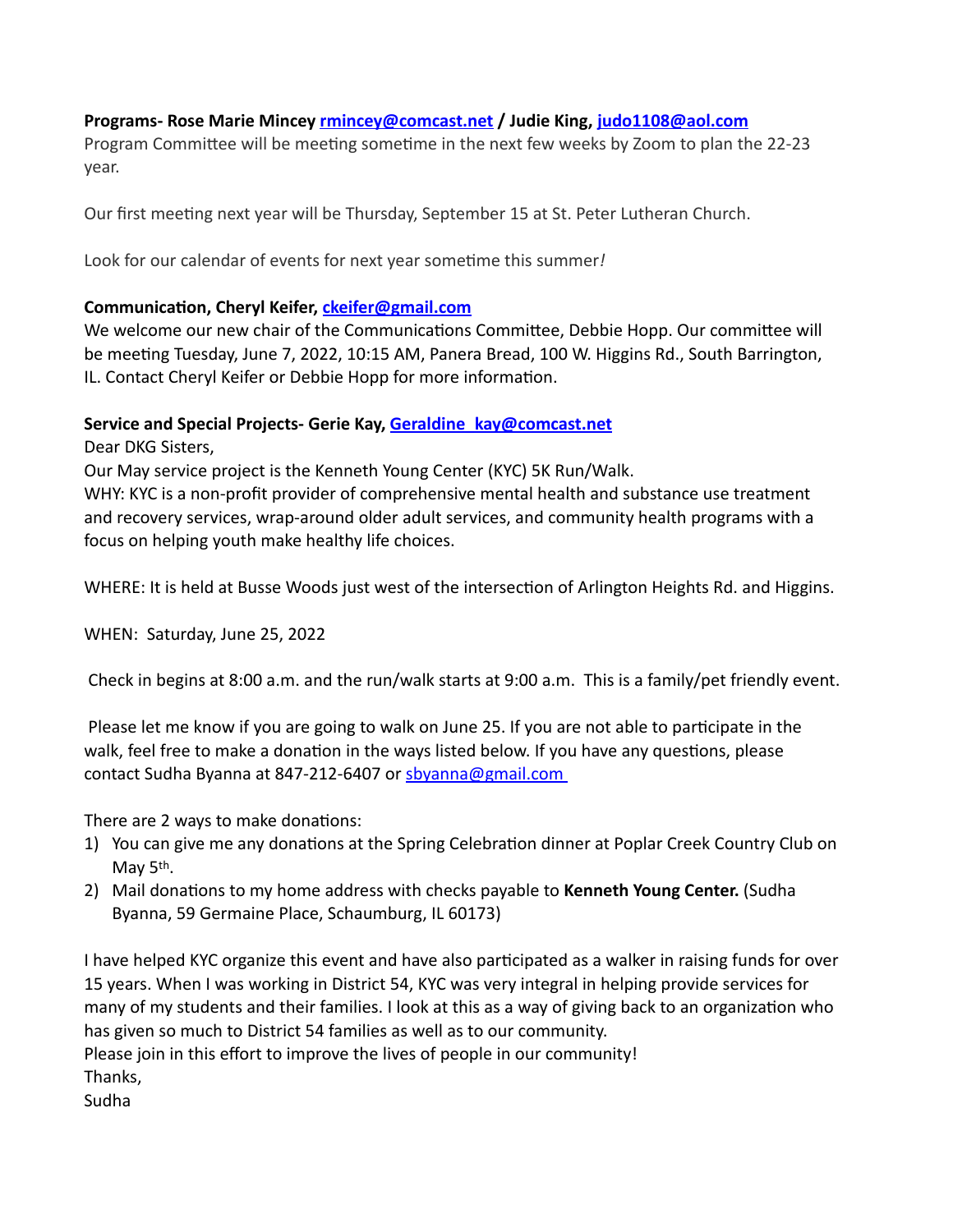**Programs- Rose Marie Mincey rmincey@comcast.net / Judie King, judo1108@aol.com**

Program Committee will be meeting sometime in the next few weeks by Zoom to plan the 22-23 year.

Our first meeting next year will be Thursday, September 15 at St. Peter Lutheran Church.

Look for our calendar of events for next year sometime this summer*!*

**Communication, Cheryl Keifer, ckeifer@gmail.com**

We welcome our new chair of the Communications Committee, Debbie Hopp. Our committee will be meeting Tuesday, June 7, 2022, 10:15 AM, Panera Bread, 100 W. Higgins Rd., South Barrington, IL. Contact Cheryl Keifer or Debbie Hopp for more information.

**Service and Special Projects- Gerie Kay, Geraldine_kay@comcast.net**

Dear DKG Sisters,

Our May service project is the Kenneth Young Center (KYC) 5K Run/Walk.

WHY: KYC is a non-profit provider of comprehensive mental health and substance use treatment and recovery services, wrap-around older adult services, and community health programs with a focus on helping youth make healthy life choices.

WHERE: It is held at Busse Woods just west of the intersection of Arlington Heights Rd. and Higgins.

WHEN: Saturday, June 25, 2022

Check in begins at 8:00 a.m. and the run/walk starts at 9:00 a.m. This is a family/pet friendly event.

Please let me know if you are going to walk on June 25. If you are not able to participate in the walk, feel free to make a donation in the ways listed below. If you have any questions, please contact Sudha Byanna at 847-212-6407 or sbyanna@gmail.com

There are 2 ways to make donations:

1) You can give me any donations at the Spring Celebration dinner at Poplar Creek Country Club on May 5th.
2) Mail donations to my home address with checks payable to **Kenneth Young Center.** (Sudha Byanna, 59 Germaine Place, Schaumburg, IL 60173)

I have helped KYC organize this event and have also participated as a walker in raising funds for over 15 years. When I was working in District 54, KYC was very integral in helping provide services for many of my students and their families. I look at this as a way of giving back to an organization who has given so much to District 54 families as well as to our community.

Please join in this effort to improve the lives of people in our community!

Thanks,

Sudha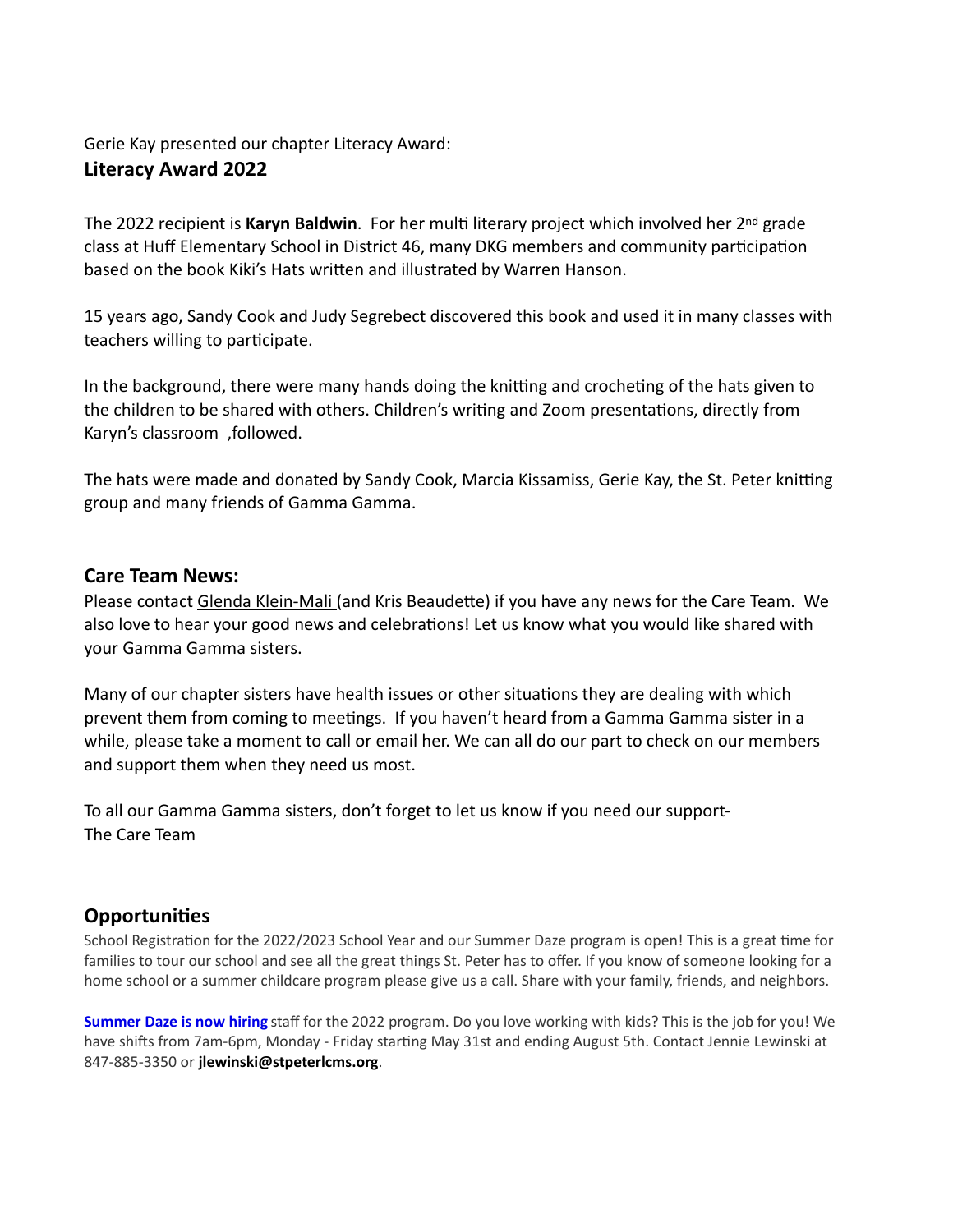Gerie Kay presented our chapter Literacy Award:

## Literacy Award 2022

The 2022 recipient is **Karyn Baldwin**. For her multi literary project which involved her 2nd grade class at Huff Elementary School in District 46, many DKG members and community participation based on the book Kiki's Hats written and illustrated by Warren Hanson.

15 years ago, Sandy Cook and Judy Segrebect discovered this book and used it in many classes with teachers willing to participate.

In the background, there were many hands doing the knitting and crocheting of the hats given to the children to be shared with others. Children's writing and Zoom presentations, directly from Karyn's classroom ,followed.

The hats were made and donated by Sandy Cook, Marcia Kissamiss, Gerie Kay, the St. Peter knitting group and many friends of Gamma Gamma.

## Care Team News:

Please contact Glenda Klein-Mali (and Kris Beaudette) if you have any news for the Care Team. We also love to hear your good news and celebrations! Let us know what you would like shared with your Gamma Gamma sisters.

Many of our chapter sisters have health issues or other situations they are dealing with which prevent them from coming to meetings. If you haven't heard from a Gamma Gamma sister in a while, please take a moment to call or email her. We can all do our part to check on our members and support them when they need us most.

To all our Gamma Gamma sisters, don't forget to let us know if you need our support-
The Care Team

## Opportunities

School Registration for the 2022/2023 School Year and our Summer Daze program is open! This is a great time for families to tour our school and see all the great things St. Peter has to offer. If you know of someone looking for a home school or a summer childcare program please give us a call. Share with your family, friends, and neighbors.

**Summer Daze is now hiring** staff for the 2022 program. Do you love working with kids? This is the job for you! We have shifts from 7am-6pm, Monday - Friday starting May 31st and ending August 5th. Contact Jennie Lewinski at 847-885-3350 or **jlewinski@stpeterlcms.org**.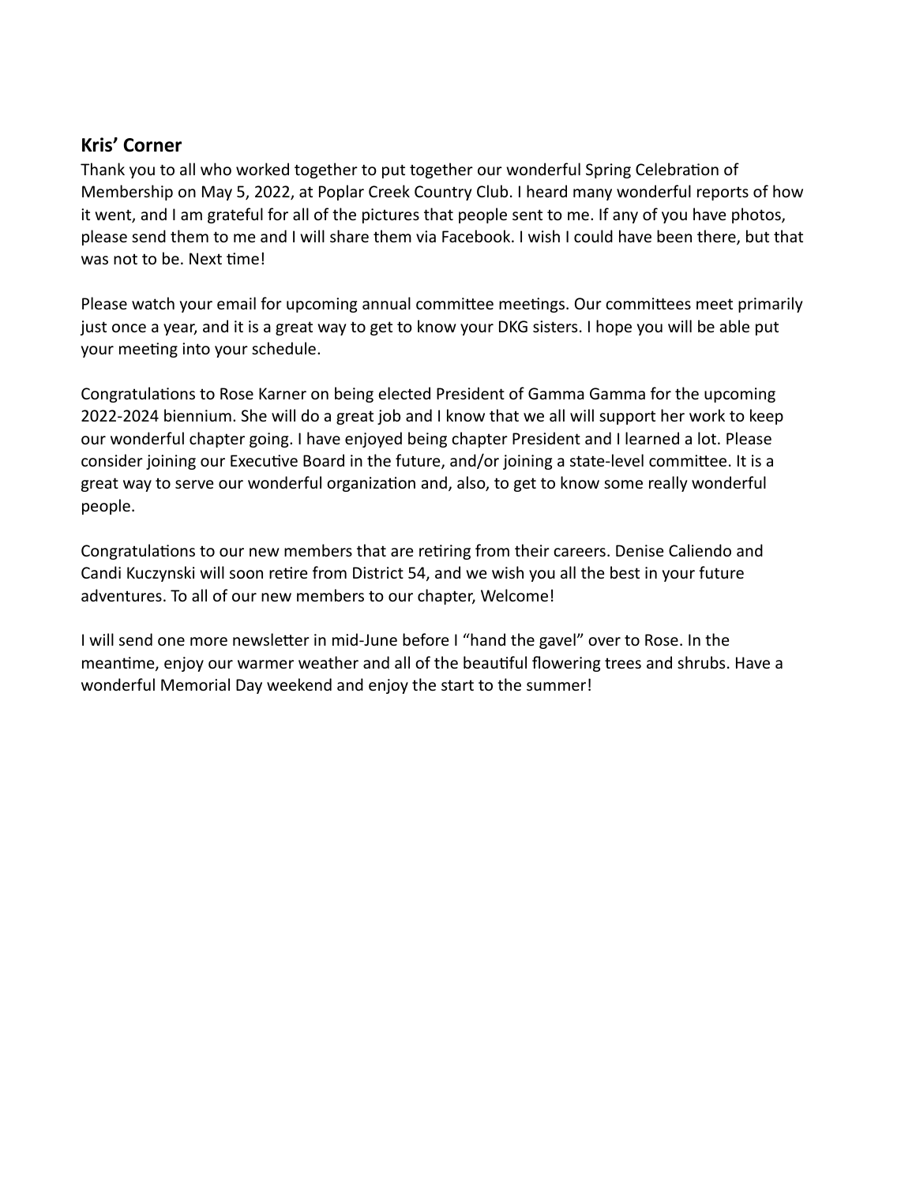## Kris' Corner

Thank you to all who worked together to put together our wonderful Spring Celebration of Membership on May 5, 2022, at Poplar Creek Country Club. I heard many wonderful reports of how it went, and I am grateful for all of the pictures that people sent to me. If any of you have photos, please send them to me and I will share them via Facebook. I wish I could have been there, but that was not to be. Next time!

Please watch your email for upcoming annual committee meetings. Our committees meet primarily just once a year, and it is a great way to get to know your DKG sisters. I hope you will be able put your meeting into your schedule.

Congratulations to Rose Karner on being elected President of Gamma Gamma for the upcoming 2022-2024 biennium. She will do a great job and I know that we all will support her work to keep our wonderful chapter going. I have enjoyed being chapter President and I learned a lot. Please consider joining our Executive Board in the future, and/or joining a state-level committee. It is a great way to serve our wonderful organization and, also, to get to know some really wonderful people.

Congratulations to our new members that are retiring from their careers. Denise Caliendo and Candi Kuczynski will soon retire from District 54, and we wish you all the best in your future adventures. To all of our new members to our chapter, Welcome!

I will send one more newsletter in mid-June before I "hand the gavel" over to Rose. In the meantime, enjoy our warmer weather and all of the beautiful flowering trees and shrubs. Have a wonderful Memorial Day weekend and enjoy the start to the summer!